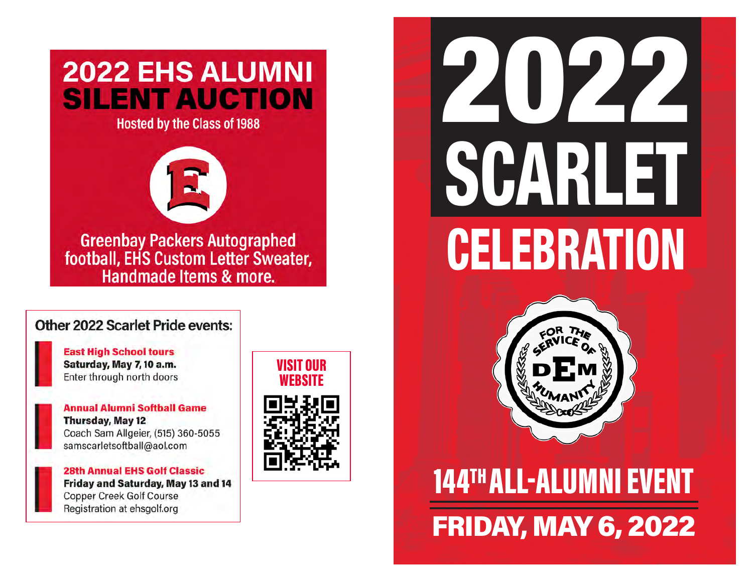# 2022 EHS ALUMNI SILENT AUCTION

Hosted by the Class of 1988

Greenbay Packers Autographed football, EHS Custom Letter Sweater, Handmade Items & more.

## Other 2022 Scarlet Pride events:

**East High School tours**
**Saturday, May 7, 10 a.m.**
Enter through north doors

**Annual Alumni Softball Game**
**Thursday, May 12**
Coach Sam Allgeier, (515) 360-5055
samscarletsoftball@aol.com

**28th Annual EHS Golf Classic**
**Friday and Saturday, May 13 and 14**
Copper Creek Golf Course
Registration at ehsgolf.org

**VISIT OUR WEBSITE**

# 2022 SCARLET CELEBRATION

FOR THE SERVICE OF DEM HUMANITY

## 144TH ALL-ALUMNI EVENT

## FRIDAY, MAY 6, 2022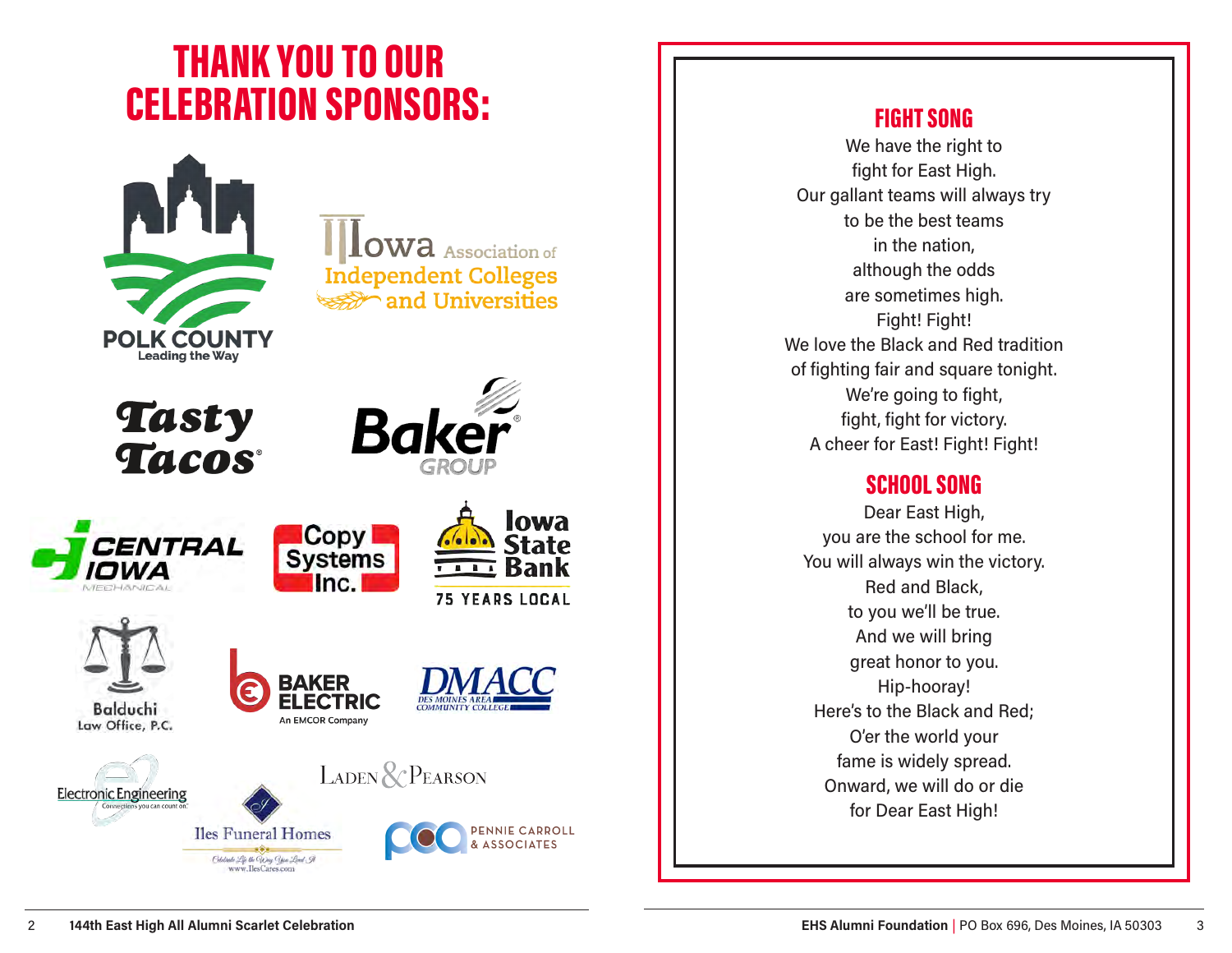# THANK YOU TO OUR CELEBRATION SPONSORS:

POLK COUNTY
Leading the Way

Iowa Association of Independent Colleges and Universities

Tasty Tacos

Baker GROUP

CENTRAL IOWA MECHANICAL

Copy Systems Inc.

Iowa State Bank
75 YEARS LOCAL

Balduchi Law Office, P.C.

BAKER ELECTRIC
An EMCOR Company

DMACC
DES MOINES AREA COMMUNITY COLLEGE

Electronic Engineering
Connections you can count on.

Iles Funeral Homes
Celebrate Life the Way You Lived It
www.IlesCares.com

LADEN & PEARSON

PENNIE CARROLL & ASSOCIATES

## FIGHT SONG

We have the right to
fight for East High.
Our gallant teams will always try
to be the best teams
in the nation,
although the odds
are sometimes high.
Fight! Fight!
We love the Black and Red tradition
of fighting fair and square tonight.
We're going to fight,
fight, fight for victory.
A cheer for East! Fight! Fight!

## SCHOOL SONG

Dear East High,
you are the school for me.
You will always win the victory.
Red and Black,
to you we'll be true.
And we will bring
great honor to you.
Hip-hooray!
Here's to the Black and Red;
O'er the world your
fame is widely spread.
Onward, we will do or die
for Dear East High!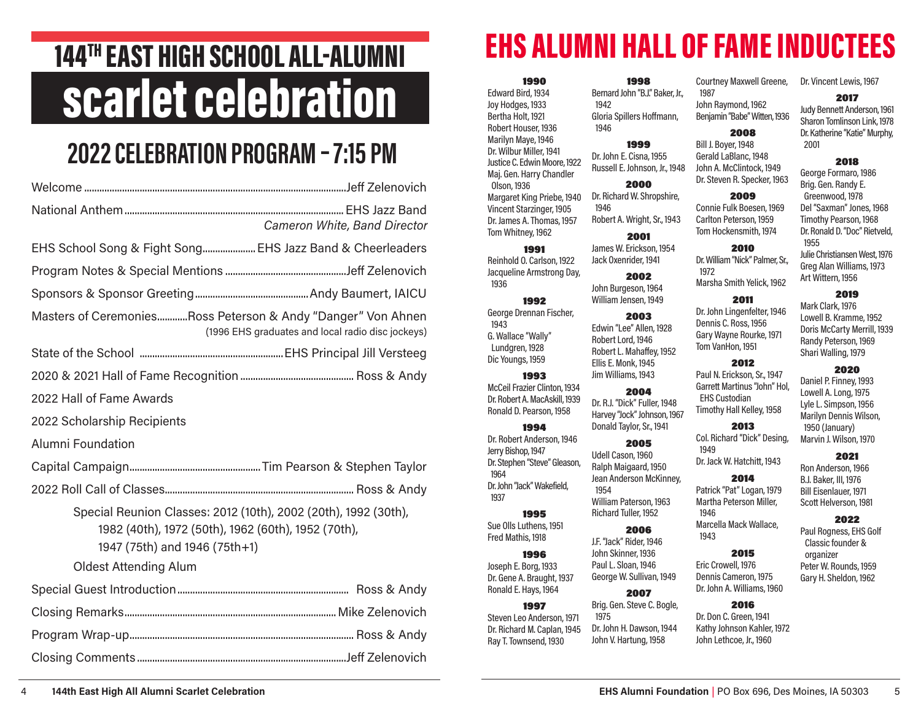# 144TH EAST HIGH SCHOOL ALL-ALUMNI

# scarlet celebration

## 2022 CELEBRATION PROGRAM – 7:15 PM

Welcome ........ Jeff Zelenovich

National Anthem ........ EHS Jazz Band
*Cameron White, Band Director*

EHS School Song & Fight Song ........ EHS Jazz Band & Cheerleaders

Program Notes & Special Mentions ........ Jeff Zelenovich

Sponsors & Sponsor Greeting ........ Andy Baumert, IAICU

Masters of Ceremonies ........ Ross Peterson & Andy "Danger" Von Ahnen
(1996 EHS graduates and local radio disc jockeys)

State of the School ........ EHS Principal Jill Versteeg

2020 & 2021 Hall of Fame Recognition ........ Ross & Andy

2022 Hall of Fame Awards

2022 Scholarship Recipients

Alumni Foundation

Capital Campaign ........ Tim Pearson & Stephen Taylor

2022 Roll Call of Classes ........ Ross & Andy

Special Reunion Classes: 2012 (10th), 2002 (20th), 1992 (30th), 1982 (40th), 1972 (50th), 1962 (60th), 1952 (70th), 1947 (75th) and 1946 (75th+1)

Oldest Attending Alum

Special Guest Introduction ........ Ross & Andy

Closing Remarks ........ Mike Zelenovich

Program Wrap-up ........ Ross & Andy

Closing Comments ........ Jeff Zelenovich

# EHS ALUMNI HALL OF FAME INDUCTEES

**1990**
Edward Bird, 1934
Joy Hodges, 1933
Bertha Holt, 1921
Robert Houser, 1936
Marilyn Maye, 1946
Dr. Wilbur Miller, 1941
Justice C. Edwin Moore, 1922
Maj. Gen. Harry Chandler Olson, 1936
Margaret King Priebe, 1940
Vincent Starzinger, 1905
Dr. James A. Thomas, 1957
Tom Whitney, 1962

**1991**
Reinhold O. Carlson, 1922
Jacqueline Armstrong Day, 1936

**1992**
George Drennan Fischer, 1943
G. Wallace "Wally" Lundgren, 1928
Dic Youngs, 1959

**1993**
McCeil Frazier Clinton, 1934
Dr. Robert A. MacAskill, 1939
Ronald D. Pearson, 1958

**1994**
Dr. Robert Anderson, 1946
Jerry Bishop, 1947
Dr. Stephen "Steve" Gleason, 1964
Dr. John "Jack" Wakefield, 1937

**1995**
Sue Olls Luthens, 1951
Fred Mathis, 1918

**1996**
Joseph E. Borg, 1933
Dr. Gene A. Braught, 1937
Ronald E. Hays, 1964

**1997**
Steven Leo Anderson, 1971
Dr. Richard M. Caplan, 1945
Ray T. Townsend, 1930

**1998**
Bernard John "B.J." Baker, Jr., 1942
Gloria Spillers Hoffmann, 1946

**1999**
Dr. John E. Cisna, 1955
Russell E. Johnson, Jr., 1948

**2000**
Dr. Richard W. Shropshire, 1946
Robert A. Wright, Sr., 1943

**2001**
James W. Erickson, 1954
Jack Oxenrider, 1941

**2002**
John Burgeson, 1964
William Jensen, 1949

**2003**
Edwin "Lee" Allen, 1928
Robert Lord, 1946
Robert L. Mahaffey, 1952
Ellis E. Monk, 1945
Jim Williams, 1943

**2004**
Dr. R.J. "Dick" Fuller, 1948
Harvey "Jock" Johnson, 1967
Donald Taylor, Sr., 1941

**2005**
Udell Cason, 1960
Ralph Maigaard, 1950
Jean Anderson McKinney, 1954
William Paterson, 1963
Richard Tuller, 1952

**2006**
J.F. "Jack" Rider, 1946
John Skinner, 1936
Paul L. Sloan, 1946
George W. Sullivan, 1949

**2007**
Brig. Gen. Steve C. Bogle, 1975
Dr. John H. Dawson, 1944
John V. Hartung, 1958
Courtney Maxwell Greene, 1987
John Raymond, 1962
Benjamin "Babe" Witten, 1936

**2008**
Bill J. Boyer, 1948
Gerald LaBlanc, 1948
John A. McClintock, 1949
Dr. Steven R. Specker, 1963

**2009**
Connie Fulk Boesen, 1969
Carlton Peterson, 1959
Tom Hockensmith, 1974

**2010**
Dr. William "Nick" Palmer, Sr., 1972
Marsha Smith Yelick, 1962

**2011**
Dr. John Lingenfelter, 1946
Dennis C. Ross, 1956
Gary Wayne Rourke, 1971
Tom VanHon, 1951

**2012**
Paul N. Erickson, Sr., 1947
Garrett Martinus "John" Hol, EHS Custodian
Timothy Hall Kelley, 1958

**2013**
Col. Richard "Dick" Desing, 1949
Dr. Jack W. Hatchitt, 1943

**2014**
Patrick "Pat" Logan, 1979
Martha Peterson Miller, 1946
Marcella Mack Wallace, 1943

**2015**
Eric Crowell, 1976
Dennis Cameron, 1975
Dr. John A. Williams, 1960

**2016**
Dr. Don C. Green, 1941
Kathy Johnson Kahler, 1972
John Lethcoe, Jr., 1960
Dr. Vincent Lewis, 1967

**2017**
Judy Bennett Anderson, 1961
Sharon Tomlinson Link, 1978
Dr. Katherine "Katie" Murphy, 2001

**2018**
George Formaro, 1986
Brig. Gen. Randy E. Greenwood, 1978
Del "Saxman" Jones, 1968
Timothy Pearson, 1968
Dr. Ronald D. "Doc" Rietveld, 1955
Julie Christiansen West, 1976
Greg Alan Williams, 1973
Art Wittern, 1956

**2019**
Mark Clark, 1976
Lowell B. Kramme, 1952
Doris McCarty Merrill, 1939
Randy Peterson, 1969
Shari Walling, 1979

**2020**
Daniel P. Finney, 1993
Lowell A. Long, 1975
Lyle L. Simpson, 1956
Marilyn Dennis Wilson, 1950 (January)
Marvin J. Wilson, 1970

**2021**
Ron Anderson, 1966
B.J. Baker, III, 1976
Bill Eisenlauer, 1971
Scott Helverson, 1981

**2022**
Paul Rogness, EHS Golf Classic founder & organizer
Peter W. Rounds, 1959
Gary H. Sheldon, 1962

**EHS Alumni Foundation** | PO Box 696, Des Moines, IA 50303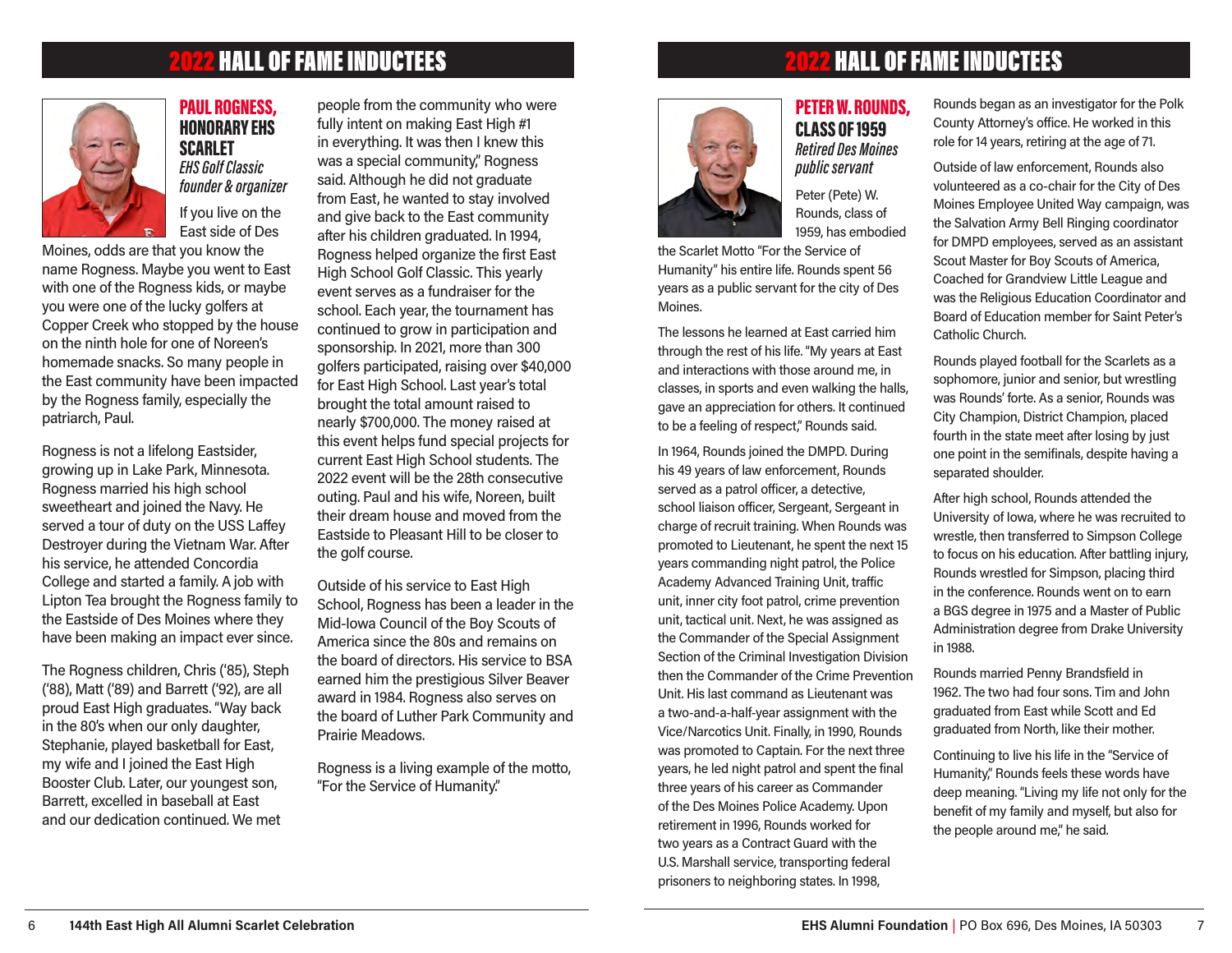# 2022 HALL OF FAME INDUCTEES

## PAUL ROGNESS, HONORARY EHS SCARLET

*EHS Golf Classic founder & organizer*

If you live on the East side of Des Moines, odds are that you know the name Rogness. Maybe you went to East with one of the Rogness kids, or maybe you were one of the lucky golfers at Copper Creek who stopped by the house on the ninth hole for one of Noreen's homemade snacks. So many people in the East community have been impacted by the Rogness family, especially the patriarch, Paul.

Rogness is not a lifelong Eastsider, growing up in Lake Park, Minnesota. Rogness married his high school sweetheart and joined the Navy. He served a tour of duty on the USS Laffey Destroyer during the Vietnam War. After his service, he attended Concordia College and started a family. A job with Lipton Tea brought the Rogness family to the Eastside of Des Moines where they have been making an impact ever since.

The Rogness children, Chris ('85), Steph ('88), Matt ('89) and Barrett ('92), are all proud East High graduates. "Way back in the 80's when our only daughter, Stephanie, played basketball for East, my wife and I joined the East High Booster Club. Later, our youngest son, Barrett, excelled in baseball at East and our dedication continued. We met people from the community who were fully intent on making East High #1 in everything. It was then I knew this was a special community," Rogness said. Although he did not graduate from East, he wanted to stay involved and give back to the East community after his children graduated. In 1994, Rogness helped organize the first East High School Golf Classic. This yearly event serves as a fundraiser for the school. Each year, the tournament has continued to grow in participation and sponsorship. In 2021, more than 300 golfers participated, raising over $40,000 for East High School. Last year's total brought the total amount raised to nearly $700,000. The money raised at this event helps fund special projects for current East High School students. The 2022 event will be the 28th consecutive outing. Paul and his wife, Noreen, built their dream house and moved from the Eastside to Pleasant Hill to be closer to the golf course.

Outside of his service to East High School, Rogness has been a leader in the Mid-Iowa Council of the Boy Scouts of America since the 80s and remains on the board of directors. His service to BSA earned him the prestigious Silver Beaver award in 1984. Rogness also serves on the board of Luther Park Community and Prairie Meadows.

Rogness is a living example of the motto, "For the Service of Humanity."

# 2022 HALL OF FAME INDUCTEES

## PETER W. ROUNDS, CLASS OF 1959

*Retired Des Moines public servant*

Peter (Pete) W. Rounds, class of 1959, has embodied the Scarlet Motto "For the Service of Humanity" his entire life. Rounds spent 56 years as a public servant for the city of Des Moines.

The lessons he learned at East carried him through the rest of his life. "My years at East and interactions with those around me, in classes, in sports and even walking the halls, gave an appreciation for others. It continued to be a feeling of respect," Rounds said.

In 1964, Rounds joined the DMPD. During his 49 years of law enforcement, Rounds served as a patrol officer, a detective, school liaison officer, Sergeant, Sergeant in charge of recruit training. When Rounds was promoted to Lieutenant, he spent the next 15 years commanding night patrol, the Police Academy Advanced Training Unit, traffic unit, inner city foot patrol, crime prevention unit, tactical unit. Next, he was assigned as the Commander of the Special Assignment Section of the Criminal Investigation Division then the Commander of the Crime Prevention Unit. His last command as Lieutenant was a two-and-a-half-year assignment with the Vice/Narcotics Unit. Finally, in 1990, Rounds was promoted to Captain. For the next three years, he led night patrol and spent the final three years of his career as Commander of the Des Moines Police Academy. Upon retirement in 1996, Rounds worked for two years as a Contract Guard with the U.S. Marshall service, transporting federal prisoners to neighboring states. In 1998, Rounds began as an investigator for the Polk County Attorney's office. He worked in this role for 14 years, retiring at the age of 71.

Outside of law enforcement, Rounds also volunteered as a co-chair for the City of Des Moines Employee United Way campaign, was the Salvation Army Bell Ringing coordinator for DMPD employees, served as an assistant Scout Master for Boy Scouts of America, Coached for Grandview Little League and was the Religious Education Coordinator and Board of Education member for Saint Peter's Catholic Church.

Rounds played football for the Scarlets as a sophomore, junior and senior, but wrestling was Rounds' forte. As a senior, Rounds was City Champion, District Champion, placed fourth in the state meet after losing by just one point in the semifinals, despite having a separated shoulder.

After high school, Rounds attended the University of Iowa, where he was recruited to wrestle, then transferred to Simpson College to focus on his education. After battling injury, Rounds wrestled for Simpson, placing third in the conference. Rounds went on to earn a BGS degree in 1975 and a Master of Public Administration degree from Drake University in 1988.

Rounds married Penny Brandsfield in 1962. The two had four sons. Tim and John graduated from East while Scott and Ed graduated from North, like their mother.

Continuing to live his life in the "Service of Humanity," Rounds feels these words have deep meaning. "Living my life not only for the benefit of my family and myself, but also for the people around me," he said.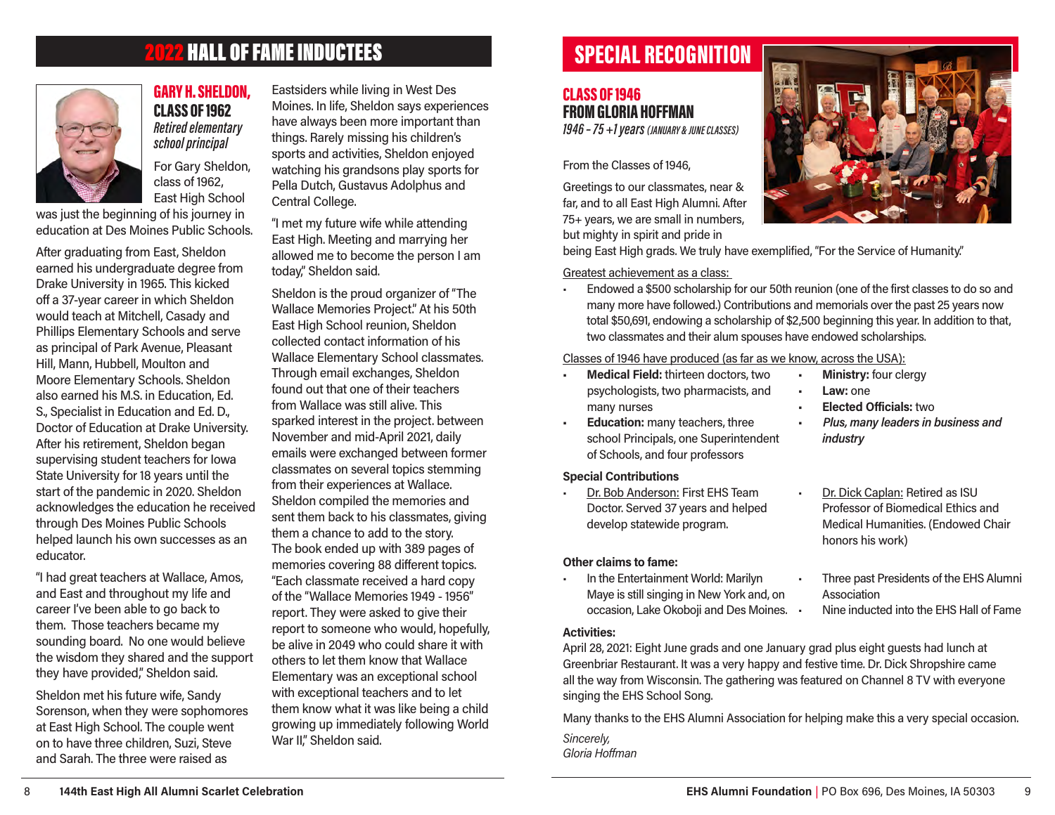# 2022 HALL OF FAME INDUCTEES

## GARY H. SHELDON, CLASS OF 1962

*Retired elementary school principal*

For Gary Sheldon, class of 1962, East High School was just the beginning of his journey in education at Des Moines Public Schools.

After graduating from East, Sheldon earned his undergraduate degree from Drake University in 1965. This kicked off a 37-year career in which Sheldon would teach at Mitchell, Casady and Phillips Elementary Schools and serve as principal of Park Avenue, Pleasant Hill, Mann, Hubbell, Moulton and Moore Elementary Schools. Sheldon also earned his M.S. in Education, Ed. S., Specialist in Education and Ed. D., Doctor of Education at Drake University. After his retirement, Sheldon began supervising student teachers for Iowa State University for 18 years until the start of the pandemic in 2020. Sheldon acknowledges the education he received through Des Moines Public Schools helped launch his own successes as an educator.

"I had great teachers at Wallace, Amos, and East and throughout my life and career I've been able to go back to them. Those teachers became my sounding board. No one would believe the wisdom they shared and the support they have provided," Sheldon said.

Sheldon met his future wife, Sandy Sorenson, when they were sophomores at East High School. The couple went on to have three children, Suzi, Steve and Sarah. The three were raised as Eastsiders while living in West Des Moines. In life, Sheldon says experiences have always been more important than things. Rarely missing his children's sports and activities, Sheldon enjoyed watching his grandsons play sports for Pella Dutch, Gustavus Adolphus and Central College.

"I met my future wife while attending East High. Meeting and marrying her allowed me to become the person I am today," Sheldon said.

Sheldon is the proud organizer of "The Wallace Memories Project." At his 50th East High School reunion, Sheldon collected contact information of his Wallace Elementary School classmates. Through email exchanges, Sheldon found out that one of their teachers from Wallace was still alive. This sparked interest in the project. between November and mid-April 2021, daily emails were exchanged between former classmates on several topics stemming from their experiences at Wallace. Sheldon compiled the memories and sent them back to his classmates, giving them a chance to add to the story. The book ended up with 389 pages of memories covering 88 different topics. "Each classmate received a hard copy of the "Wallace Memories 1949 - 1956" report. They were asked to give their report to someone who would, hopefully, be alive in 2049 who could share it with others to let them know that Wallace Elementary was an exceptional school with exceptional teachers and to let them know what it was like being a child growing up immediately following World War II," Sheldon said.

# SPECIAL RECOGNITION

## CLASS OF 1946 FROM GLORIA HOFFMAN

*1946 - 75 +1 years (JANUARY & JUNE CLASSES)*

From the Classes of 1946,

Greetings to our classmates, near & far, and to all East High Alumni. After 75+ years, we are small in numbers, but mighty in spirit and pride in being East High grads. We truly have exemplified, "For the Service of Humanity."

Greatest achievement as a class:

- Endowed a $500 scholarship for our 50th reunion (one of the first classes to do so and many more have followed.) Contributions and memorials over the past 25 years now total $50,691, endowing a scholarship of $2,500 beginning this year. In addition to that, two classmates and their alum spouses have endowed scholarships.

Classes of 1946 have produced (as far as we know, across the USA):

- **Medical Field:** thirteen doctors, two psychologists, two pharmacists, and many nurses
- **Education:** many teachers, three school Principals, one Superintendent of Schools, and four professors
- **Ministry:** four clergy
- **Law:** one
- **Elected Officials:** two
- ***Plus, many leaders in business and industry***

**Special Contributions**

- Dr. Bob Anderson: First EHS Team Doctor. Served 37 years and helped develop statewide program.
- Dr. Dick Caplan: Retired as ISU Professor of Biomedical Ethics and Medical Humanities. (Endowed Chair honors his work)

**Other claims to fame:**

- In the Entertainment World: Marilyn Maye is still singing in New York and, on occasion, Lake Okoboji and Des Moines.
- Three past Presidents of the EHS Alumni Association
- Nine inducted into the EHS Hall of Fame

**Activities:**

April 28, 2021: Eight June grads and one January grad plus eight guests had lunch at Greenbriar Restaurant. It was a very happy and festive time. Dr. Dick Shropshire came all the way from Wisconsin. The gathering was featured on Channel 8 TV with everyone singing the EHS School Song.

Many thanks to the EHS Alumni Association for helping make this a very special occasion.

*Sincerely,*
*Gloria Hoffman*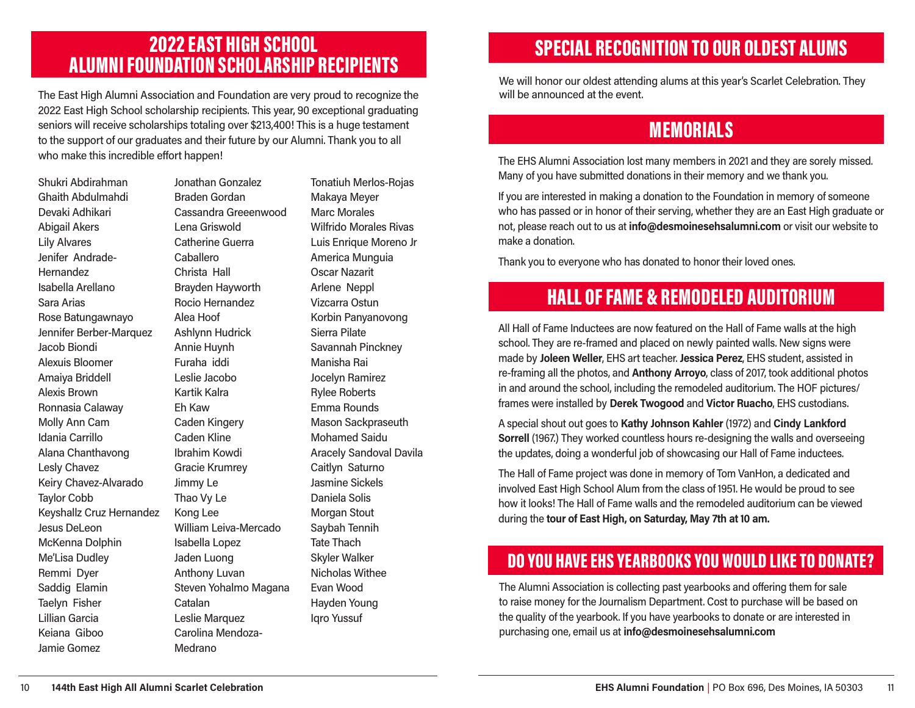## 2022 EAST HIGH SCHOOL ALUMNI FOUNDATION SCHOLARSHIP RECIPIENTS

The East High Alumni Association and Foundation are very proud to recognize the 2022 East High School scholarship recipients. This year, 90 exceptional graduating seniors will receive scholarships totaling over $213,400! This is a huge testament to the support of our graduates and their future by our Alumni. Thank you to all who make this incredible effort happen!

Shukri Abdirahman
Ghaith Abdulmahdi
Devaki Adhikari
Abigail Akers
Lily Alvares
Jenifer Andrade-Hernandez
Isabella Arellano
Sara Arias
Rose Batungawnayo
Jennifer Berber-Marquez
Jacob Biondi
Alexuis Bloomer
Amaiya Briddell
Alexis Brown
Ronnasia Calaway
Molly Ann Cam
Idania Carrillo
Alana Chanthavong
Lesly Chavez
Keiry Chavez-Alvarado
Taylor Cobb
Keyshallz Cruz Hernandez
Jesus DeLeon
McKenna Dolphin
Me'Lisa Dudley
Remmi Dyer
Saddig Elamin
Taelyn Fisher
Lillian Garcia
Keiana Giboo
Jamie Gomez
Jonathan Gonzalez
Braden Gordan
Cassandra Greeenwood
Lena Griswold
Catherine Guerra Caballero
Christa Hall
Brayden Hayworth
Rocio Hernandez
Alea Hoof
Ashlynn Hudrick
Annie Huynh
Furaha iddi
Leslie Jacobo
Kartik Kalra
Eh Kaw
Caden Kingery
Caden Kline
Ibrahim Kowdi
Gracie Krumrey
Jimmy Le
Thao Vy Le
Kong Lee
William Leiva-Mercado
Isabella Lopez
Jaden Luong
Anthony Luvan
Steven Yohalmo Magana Catalan
Leslie Marquez
Carolina Mendoza-Medrano
Tonatiuh Merlos-Rojas
Makaya Meyer
Marc Morales
Wilfrido Morales Rivas
Luis Enrique Moreno Jr
America Munguia
Oscar Nazarit
Arlene Neppl
Vizcarra Ostun
Korbin Panyanovong
Sierra Pilate
Savannah Pinckney
Manisha Rai
Jocelyn Ramirez
Rylee Roberts
Emma Rounds
Mason Sackpraseuth
Mohamed Saidu
Aracely Sandoval Davila
Caitlyn Saturno
Jasmine Sickels
Daniela Solis
Morgan Stout
Saybah Tennih
Tate Thach
Skyler Walker
Nicholas Withee
Evan Wood
Hayden Young
Iqro Yussuf

## SPECIAL RECOGNITION TO OUR OLDEST ALUMS

We will honor our oldest attending alums at this year's Scarlet Celebration. They will be announced at the event.

## MEMORIALS

The EHS Alumni Association lost many members in 2021 and they are sorely missed. Many of you have submitted donations in their memory and we thank you.

If you are interested in making a donation to the Foundation in memory of someone who has passed or in honor of their serving, whether they are an East High graduate or not, please reach out to us at **info@desmoinesehsalumni.com** or visit our website to make a donation.

Thank you to everyone who has donated to honor their loved ones.

## HALL OF FAME & REMODELED AUDITORIUM

All Hall of Fame Inductees are now featured on the Hall of Fame walls at the high school. They are re-framed and placed on newly painted walls. New signs were made by **Joleen Weller**, EHS art teacher. **Jessica Perez**, EHS student, assisted in re-framing all the photos, and **Anthony Arroyo**, class of 2017, took additional photos in and around the school, including the remodeled auditorium. The HOF pictures/frames were installed by **Derek Twogood** and **Victor Ruacho**, EHS custodians.

A special shout out goes to **Kathy Johnson Kahler** (1972) and **Cindy Lankford Sorrell** (1967.) They worked countless hours re-designing the walls and overseeing the updates, doing a wonderful job of showcasing our Hall of Fame inductees.

The Hall of Fame project was done in memory of Tom VanHon, a dedicated and involved East High School Alum from the class of 1951. He would be proud to see how it looks! The Hall of Fame walls and the remodeled auditorium can be viewed during the **tour of East High, on Saturday, May 7th at 10 am.**

## DO YOU HAVE EHS YEARBOOKS YOU WOULD LIKE TO DONATE?

The Alumni Association is collecting past yearbooks and offering them for sale to raise money for the Journalism Department. Cost to purchase will be based on the quality of the yearbook. If you have yearbooks to donate or are interested in purchasing one, email us at **info@desmoinesehsalumni.com**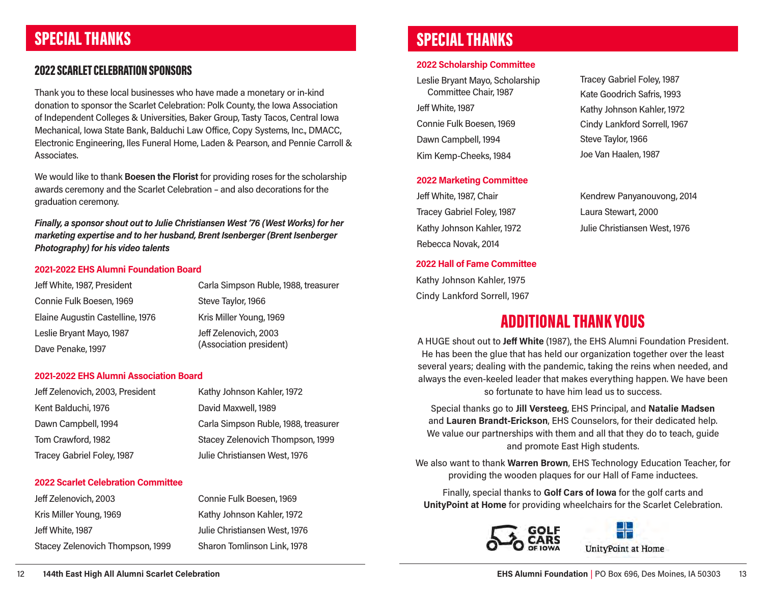# SPECIAL THANKS

## 2022 SCARLET CELEBRATION SPONSORS

Thank you to these local businesses who have made a monetary or in-kind donation to sponsor the Scarlet Celebration: Polk County, the Iowa Association of Independent Colleges & Universities, Baker Group, Tasty Tacos, Central Iowa Mechanical, Iowa State Bank, Balduchi Law Office, Copy Systems, Inc., DMACC, Electronic Engineering, Iles Funeral Home, Laden & Pearson, and Pennie Carroll & Associates.

We would like to thank **Boesen the Florist** for providing roses for the scholarship awards ceremony and the Scarlet Celebration – and also decorations for the graduation ceremony.

***Finally, a sponsor shout out to Julie Christiansen West '76 (West Works) for her marketing expertise and to her husband, Brent Isenberger (Brent Isenberger Photography) for his video talents***

### 2021-2022 EHS Alumni Foundation Board

Jeff White, 1987, President
Connie Fulk Boesen, 1969
Elaine Augustin Castelline, 1976
Leslie Bryant Mayo, 1987
Dave Penake, 1997
Carla Simpson Ruble, 1988, treasurer
Steve Taylor, 1966
Kris Miller Young, 1969
Jeff Zelenovich, 2003 (Association president)

### 2021-2022 EHS Alumni Association Board

Jeff Zelenovich, 2003, President
Kent Balduchi, 1976
Dawn Campbell, 1994
Tom Crawford, 1982
Tracey Gabriel Foley, 1987
Kathy Johnson Kahler, 1972
David Maxwell, 1989
Carla Simpson Ruble, 1988, treasurer
Stacey Zelenovich Thompson, 1999
Julie Christiansen West, 1976

### 2022 Scarlet Celebration Committee

Jeff Zelenovich, 2003
Kris Miller Young, 1969
Jeff White, 1987
Stacey Zelenovich Thompson, 1999
Connie Fulk Boesen, 1969
Kathy Johnson Kahler, 1972
Julie Christiansen West, 1976
Sharon Tomlinson Link, 1978

# SPECIAL THANKS

### 2022 Scholarship Committee

Leslie Bryant Mayo, Scholarship Committee Chair, 1987
Jeff White, 1987
Connie Fulk Boesen, 1969
Dawn Campbell, 1994
Kim Kemp-Cheeks, 1984
Tracey Gabriel Foley, 1987
Kate Goodrich Safris, 1993
Kathy Johnson Kahler, 1972
Cindy Lankford Sorrell, 1967
Steve Taylor, 1966
Joe Van Haalen, 1987

### 2022 Marketing Committee

Jeff White, 1987, Chair
Tracey Gabriel Foley, 1987
Kathy Johnson Kahler, 1972
Rebecca Novak, 2014
Kendrew Panyanouvong, 2014
Laura Stewart, 2000
Julie Christiansen West, 1976

### 2022 Hall of Fame Committee

Kathy Johnson Kahler, 1975
Cindy Lankford Sorrell, 1967

## ADDITIONAL THANK YOUS

A HUGE shout out to **Jeff White** (1987), the EHS Alumni Foundation President. He has been the glue that has held our organization together over the least several years; dealing with the pandemic, taking the reins when needed, and always the even-keeled leader that makes everything happen. We have been so fortunate to have him lead us to success.

Special thanks go to **Jill Versteeg**, EHS Principal, and **Natalie Madsen** and **Lauren Brandt-Erickson**, EHS Counselors, for their dedicated help. We value our partnerships with them and all that they do to teach, guide and promote East High students.

We also want to thank **Warren Brown**, EHS Technology Education Teacher, for providing the wooden plaques for our Hall of Fame inductees.

Finally, special thanks to **Golf Cars of Iowa** for the golf carts and **UnityPoint at Home** for providing wheelchairs for the Scarlet Celebration.

GOLF CARS OF IOWA

UnityPoint at Home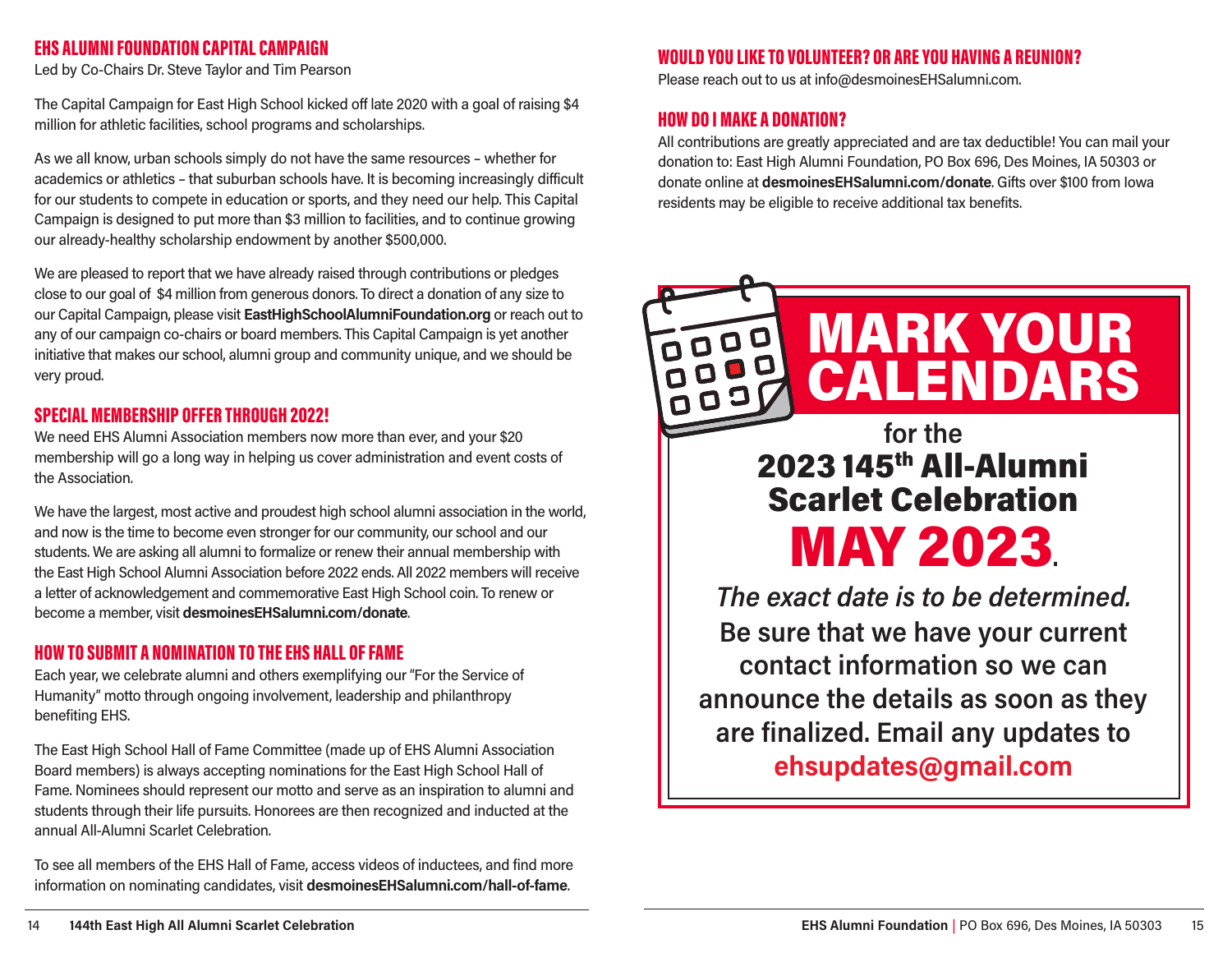## EHS ALUMNI FOUNDATION CAPITAL CAMPAIGN

Led by Co-Chairs Dr. Steve Taylor and Tim Pearson

The Capital Campaign for East High School kicked off late 2020 with a goal of raising $4 million for athletic facilities, school programs and scholarships.

As we all know, urban schools simply do not have the same resources – whether for academics or athletics – that suburban schools have. It is becoming increasingly difficult for our students to compete in education or sports, and they need our help. This Capital Campaign is designed to put more than $3 million to facilities, and to continue growing our already-healthy scholarship endowment by another $500,000.

We are pleased to report that we have already raised through contributions or pledges close to our goal of $4 million from generous donors. To direct a donation of any size to our Capital Campaign, please visit **EastHighSchoolAlumniFoundation.org** or reach out to any of our campaign co-chairs or board members. This Capital Campaign is yet another initiative that makes our school, alumni group and community unique, and we should be very proud.

## SPECIAL MEMBERSHIP OFFER THROUGH 2022!

We need EHS Alumni Association members now more than ever, and your $20 membership will go a long way in helping us cover administration and event costs of the Association.

We have the largest, most active and proudest high school alumni association in the world, and now is the time to become even stronger for our community, our school and our students. We are asking all alumni to formalize or renew their annual membership with the East High School Alumni Association before 2022 ends. All 2022 members will receive a letter of acknowledgement and commemorative East High School coin. To renew or become a member, visit **desmoinesEHSalumni.com/donate**.

## HOW TO SUBMIT A NOMINATION TO THE EHS HALL OF FAME

Each year, we celebrate alumni and others exemplifying our "For the Service of Humanity" motto through ongoing involvement, leadership and philanthropy benefiting EHS.

The East High School Hall of Fame Committee (made up of EHS Alumni Association Board members) is always accepting nominations for the East High School Hall of Fame. Nominees should represent our motto and serve as an inspiration to alumni and students through their life pursuits. Honorees are then recognized and inducted at the annual All-Alumni Scarlet Celebration.

To see all members of the EHS Hall of Fame, access videos of inductees, and find more information on nominating candidates, visit **desmoinesEHSalumni.com/hall-of-fame**.

## WOULD YOU LIKE TO VOLUNTEER? OR ARE YOU HAVING A REUNION?

Please reach out to us at info@desmoinesEHSalumni.com.

## HOW DO I MAKE A DONATION?

All contributions are greatly appreciated and are tax deductible! You can mail your donation to: East High Alumni Foundation, PO Box 696, Des Moines, IA 50303 or donate online at **desmoinesEHSalumni.com/donate**. Gifts over $100 from Iowa residents may be eligible to receive additional tax benefits.

# MARK YOUR CALENDARS

**for the**

**2023 145th All-Alumni Scarlet Celebration**

# MAY 2023.

***The exact date is to be determined.***

**Be sure that we have your current contact information so we can announce the details as soon as they are finalized. Email any updates to ehsupdates@gmail.com**